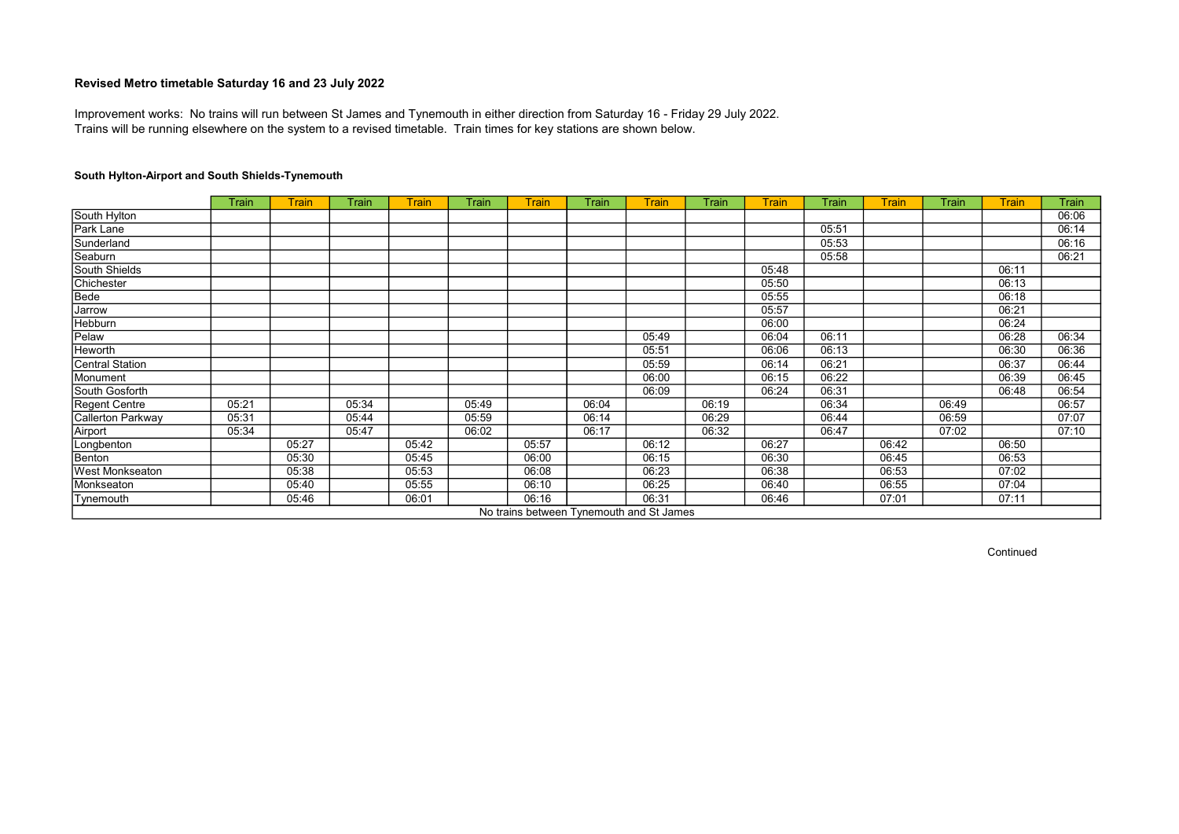## Revised Metro timetable Saturday 16 and 23 July 2022

Improvement works: No trains will run between St James and Tynemouth in either direction from Saturday 16 - Friday 29 July 2022.
Trains will be running elsewhere on the system to a revised timetable. Train times for key stations are shown below.

### South Hylton-Airport and South Shields-Tynemouth

| | Train | Train | Train | Train | Train | Train | Train | Train | Train | Train | Train | Train | Train | Train | Train |
|---|---|---|---|---|---|---|---|---|---|---|---|---|---|---|---|
| South Hylton | | | | | | | | | | | | | | | 06:06 |
| Park Lane | | | | | | | | | | | 05:51 | | | | 06:14 |
| Sunderland | | | | | | | | | | | 05:53 | | | | 06:16 |
| Seaburn | | | | | | | | | | | 05:58 | | | | 06:21 |
| South Shields | | | | | | | | | | 05:48 | | | | 06:11 | |
| Chichester | | | | | | | | | | 05:50 | | | | 06:13 | |
| Bede | | | | | | | | | | 05:55 | | | | 06:18 | |
| Jarrow | | | | | | | | | | 05:57 | | | | 06:21 | |
| Hebburn | | | | | | | | | | 06:00 | | | | 06:24 | |
| Pelaw | | | | | | | | 05:49 | | 06:04 | 06:11 | | | 06:28 | 06:34 |
| Heworth | | | | | | | | 05:51 | | 06:06 | 06:13 | | | 06:30 | 06:36 |
| Central Station | | | | | | | | 05:59 | | 06:14 | 06:21 | | | 06:37 | 06:44 |
| Monument | | | | | | | | 06:00 | | 06:15 | 06:22 | | | 06:39 | 06:45 |
| South Gosforth | | | | | | | | 06:09 | | 06:24 | 06:31 | | | 06:48 | 06:54 |
| Regent Centre | 05:21 | | 05:34 | | 05:49 | | 06:04 | | 06:19 | | 06:34 | | 06:49 | | 06:57 |
| Callerton Parkway | 05:31 | | 05:44 | | 05:59 | | 06:14 | | 06:29 | | 06:44 | | 06:59 | | 07:07 |
| Airport | 05:34 | | 05:47 | | 06:02 | | 06:17 | | 06:32 | | 06:47 | | 07:02 | | 07:10 |
| Longbenton | | 05:27 | | 05:42 | | 05:57 | | 06:12 | | 06:27 | | 06:42 | | 06:50 | |
| Benton | | 05:30 | | 05:45 | | 06:00 | | 06:15 | | 06:30 | | 06:45 | | 06:53 | |
| West Monkseaton | | 05:38 | | 05:53 | | 06:08 | | 06:23 | | 06:38 | | 06:53 | | 07:02 | |
| Monkseaton | | 05:40 | | 05:55 | | 06:10 | | 06:25 | | 06:40 | | 06:55 | | 07:04 | |
| Tynemouth | | 05:46 | | 06:01 | | 06:16 | | 06:31 | | 06:46 | | 07:01 | | 07:11 | |

No trains between Tynemouth and St James

Continued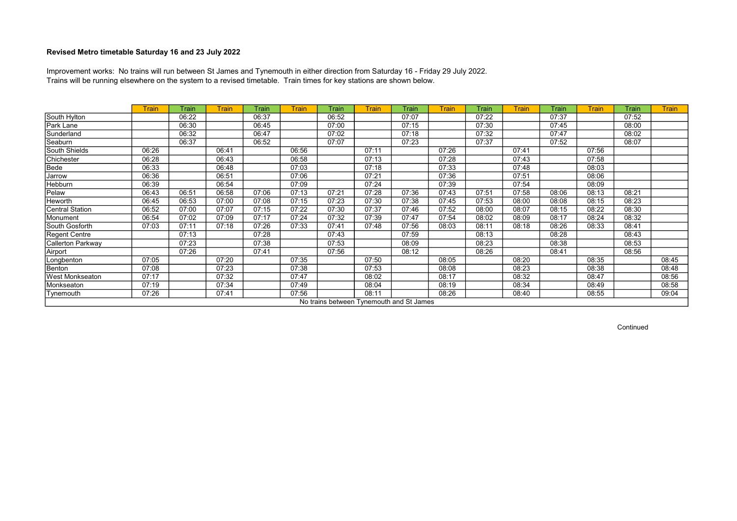## Revised Metro timetable Saturday 16 and 23 July 2022

Improvement works: No trains will run between St James and Tynemouth in either direction from Saturday 16 - Friday 29 July 2022.
Trains will be running elsewhere on the system to a revised timetable. Train times for key stations are shown below.

| | Train | Train | Train | Train | Train | Train | Train | Train | Train | Train | Train | Train | Train | Train | Train |
|---|---|---|---|---|---|---|---|---|---|---|---|---|---|---|---|
| South Hylton | | 06:22 | | 06:37 | | 06:52 | | 07:07 | | 07:22 | | 07:37 | | 07:52 | |
| Park Lane | | 06:30 | | 06:45 | | 07:00 | | 07:15 | | 07:30 | | 07:45 | | 08:00 | |
| Sunderland | | 06:32 | | 06:47 | | 07:02 | | 07:18 | | 07:32 | | 07:47 | | 08:02 | |
| Seaburn | | 06:37 | | 06:52 | | 07:07 | | 07:23 | | 07:37 | | 07:52 | | 08:07 | |
| South Shields | 06:26 | | 06:41 | | 06:56 | | 07:11 | | 07:26 | | 07:41 | | 07:56 | | |
| Chichester | 06:28 | | 06:43 | | 06:58 | | 07:13 | | 07:28 | | 07:43 | | 07:58 | | |
| Bede | 06:33 | | 06:48 | | 07:03 | | 07:18 | | 07:33 | | 07:48 | | 08:03 | | |
| Jarrow | 06:36 | | 06:51 | | 07:06 | | 07:21 | | 07:36 | | 07:51 | | 08:06 | | |
| Hebburn | 06:39 | | 06:54 | | 07:09 | | 07:24 | | 07:39 | | 07:54 | | 08:09 | | |
| Pelaw | 06:43 | 06:51 | 06:58 | 07:06 | 07:13 | 07:21 | 07:28 | 07:36 | 07:43 | 07:51 | 07:58 | 08:06 | 08:13 | 08:21 | |
| Heworth | 06:45 | 06:53 | 07:00 | 07:08 | 07:15 | 07:23 | 07:30 | 07:38 | 07:45 | 07:53 | 08:00 | 08:08 | 08:15 | 08:23 | |
| Central Station | 06:52 | 07:00 | 07:07 | 07:15 | 07:22 | 07:30 | 07:37 | 07:46 | 07:52 | 08:00 | 08:07 | 08:15 | 08:22 | 08:30 | |
| Monument | 06:54 | 07:02 | 07:09 | 07:17 | 07:24 | 07:32 | 07:39 | 07:47 | 07:54 | 08:02 | 08:09 | 08:17 | 08:24 | 08:32 | |
| South Gosforth | 07:03 | 07:11 | 07:18 | 07:26 | 07:33 | 07:41 | 07:48 | 07:56 | 08:03 | 08:11 | 08:18 | 08:26 | 08:33 | 08:41 | |
| Regent Centre | | 07:13 | | 07:28 | | 07:43 | | 07:59 | | 08:13 | | 08:28 | | 08:43 | |
| Callerton Parkway | | 07:23 | | 07:38 | | 07:53 | | 08:09 | | 08:23 | | 08:38 | | 08:53 | |
| Airport | | 07:26 | | 07:41 | | 07:56 | | 08:12 | | 08:26 | | 08:41 | | 08:56 | |
| Longbenton | 07:05 | | 07:20 | | 07:35 | | 07:50 | | 08:05 | | 08:20 | | 08:35 | | 08:45 |
| Benton | 07:08 | | 07:23 | | 07:38 | | 07:53 | | 08:08 | | 08:23 | | 08:38 | | 08:48 |
| West Monkseaton | 07:17 | | 07:32 | | 07:47 | | 08:02 | | 08:17 | | 08:32 | | 08:47 | | 08:56 |
| Monkseaton | 07:19 | | 07:34 | | 07:49 | | 08:04 | | 08:19 | | 08:34 | | 08:49 | | 08:58 |
| Tynemouth | 07:26 | | 07:41 | | 07:56 | | 08:11 | | 08:26 | | 08:40 | | 08:55 | | 09:04 |

No trains between Tynemouth and St James

Continued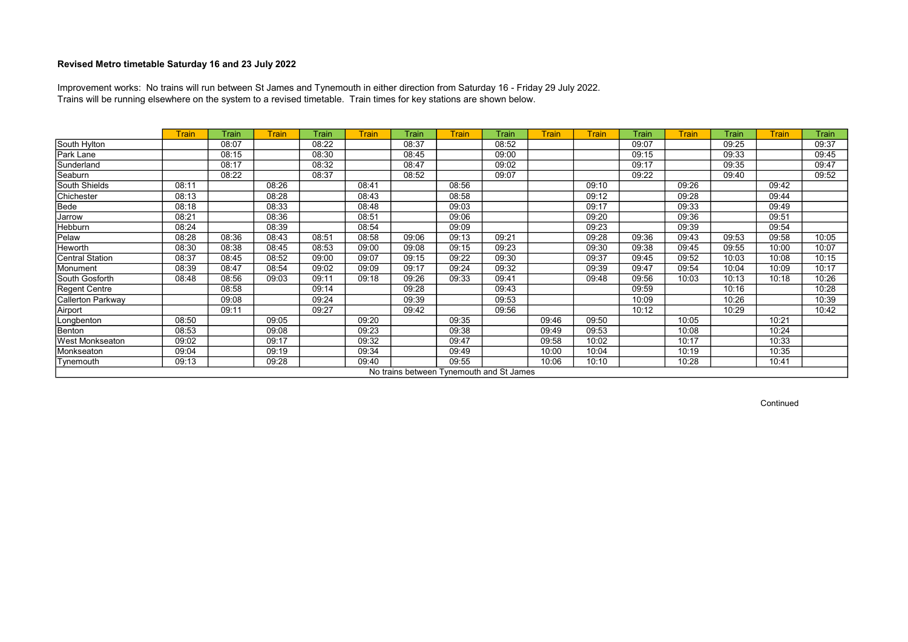## Revised Metro timetable Saturday 16 and 23 July 2022

Improvement works: No trains will run between St James and Tynemouth in either direction from Saturday 16 - Friday 29 July 2022.
Trains will be running elsewhere on the system to a revised timetable. Train times for key stations are shown below.

| | Train | Train | Train | Train | Train | Train | Train | Train | Train | Train | Train | Train | Train | Train | Train |
|---|---|---|---|---|---|---|---|---|---|---|---|---|---|---|---|
| South Hylton | | 08:07 | | 08:22 | | 08:37 | | 08:52 | | | 09:07 | | 09:25 | | 09:37 |
| Park Lane | | 08:15 | | 08:30 | | 08:45 | | 09:00 | | | 09:15 | | 09:33 | | 09:45 |
| Sunderland | | 08:17 | | 08:32 | | 08:47 | | 09:02 | | | 09:17 | | 09:35 | | 09:47 |
| Seaburn | | 08:22 | | 08:37 | | 08:52 | | 09:07 | | | 09:22 | | 09:40 | | 09:52 |
| South Shields | 08:11 | | 08:26 | | 08:41 | | 08:56 | | | 09:10 | | 09:26 | | 09:42 | |
| Chichester | 08:13 | | 08:28 | | 08:43 | | 08:58 | | | 09:12 | | 09:28 | | 09:44 | |
| Bede | 08:18 | | 08:33 | | 08:48 | | 09:03 | | | 09:17 | | 09:33 | | 09:49 | |
| Jarrow | 08:21 | | 08:36 | | 08:51 | | 09:06 | | | 09:20 | | 09:36 | | 09:51 | |
| Hebburn | 08:24 | | 08:39 | | 08:54 | | 09:09 | | | 09:23 | | 09:39 | | 09:54 | |
| Pelaw | 08:28 | 08:36 | 08:43 | 08:51 | 08:58 | 09:06 | 09:13 | 09:21 | | 09:28 | 09:36 | 09:43 | 09:53 | 09:58 | 10:05 |
| Heworth | 08:30 | 08:38 | 08:45 | 08:53 | 09:00 | 09:08 | 09:15 | 09:23 | | 09:30 | 09:38 | 09:45 | 09:55 | 10:00 | 10:07 |
| Central Station | 08:37 | 08:45 | 08:52 | 09:00 | 09:07 | 09:15 | 09:22 | 09:30 | | 09:37 | 09:45 | 09:52 | 10:03 | 10:08 | 10:15 |
| Monument | 08:39 | 08:47 | 08:54 | 09:02 | 09:09 | 09:17 | 09:24 | 09:32 | | 09:39 | 09:47 | 09:54 | 10:04 | 10:09 | 10:17 |
| South Gosforth | 08:48 | 08:56 | 09:03 | 09:11 | 09:18 | 09:26 | 09:33 | 09:41 | | 09:48 | 09:56 | 10:03 | 10:13 | 10:18 | 10:26 |
| Regent Centre | | 08:58 | | 09:14 | | 09:28 | | 09:43 | | | 09:59 | | 10:16 | | 10:28 |
| Callerton Parkway | | 09:08 | | 09:24 | | 09:39 | | 09:53 | | | 10:09 | | 10:26 | | 10:39 |
| Airport | | 09:11 | | 09:27 | | 09:42 | | 09:56 | | | 10:12 | | 10:29 | | 10:42 |
| Longbenton | 08:50 | | 09:05 | | 09:20 | | 09:35 | | 09:46 | 09:50 | | 10:05 | | 10:21 | |
| Benton | 08:53 | | 09:08 | | 09:23 | | 09:38 | | 09:49 | 09:53 | | 10:08 | | 10:24 | |
| West Monkseaton | 09:02 | | 09:17 | | 09:32 | | 09:47 | | 09:58 | 10:02 | | 10:17 | | 10:33 | |
| Monkseaton | 09:04 | | 09:19 | | 09:34 | | 09:49 | | 10:00 | 10:04 | | 10:19 | | 10:35 | |
| Tynemouth | 09:13 | | 09:28 | | 09:40 | | 09:55 | | 10:06 | 10:10 | | 10:28 | | 10:41 | |
| No trains between Tynemouth and St James | | | | | | | | | | | | | | | |

Continued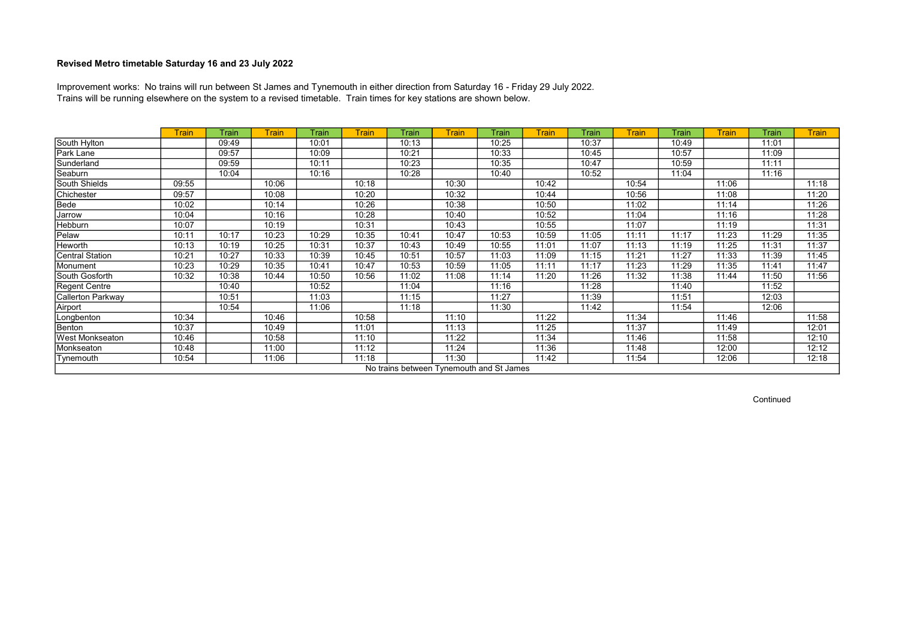## Revised Metro timetable Saturday 16 and 23 July 2022

Improvement works: No trains will run between St James and Tynemouth in either direction from Saturday 16 - Friday 29 July 2022.
Trains will be running elsewhere on the system to a revised timetable. Train times for key stations are shown below.

| | Train | Train | Train | Train | Train | Train | Train | Train | Train | Train | Train | Train | Train | Train | Train |
|---|---|---|---|---|---|---|---|---|---|---|---|---|---|---|---|
| South Hylton | | 09:49 | | 10:01 | | 10:13 | | 10:25 | | 10:37 | | 10:49 | | 11:01 | |
| Park Lane | | 09:57 | | 10:09 | | 10:21 | | 10:33 | | 10:45 | | 10:57 | | 11:09 | |
| Sunderland | | 09:59 | | 10:11 | | 10:23 | | 10:35 | | 10:47 | | 10:59 | | 11:11 | |
| Seaburn | | 10:04 | | 10:16 | | 10:28 | | 10:40 | | 10:52 | | 11:04 | | 11:16 | |
| South Shields | 09:55 | | 10:06 | | 10:18 | | 10:30 | | 10:42 | | 10:54 | | 11:06 | | 11:18 |
| Chichester | 09:57 | | 10:08 | | 10:20 | | 10:32 | | 10:44 | | 10:56 | | 11:08 | | 11:20 |
| Bede | 10:02 | | 10:14 | | 10:26 | | 10:38 | | 10:50 | | 11:02 | | 11:14 | | 11:26 |
| Jarrow | 10:04 | | 10:16 | | 10:28 | | 10:40 | | 10:52 | | 11:04 | | 11:16 | | 11:28 |
| Hebburn | 10:07 | | 10:19 | | 10:31 | | 10:43 | | 10:55 | | 11:07 | | 11:19 | | 11:31 |
| Pelaw | 10:11 | 10:17 | 10:23 | 10:29 | 10:35 | 10:41 | 10:47 | 10:53 | 10:59 | 11:05 | 11:11 | 11:17 | 11:23 | 11:29 | 11:35 |
| Heworth | 10:13 | 10:19 | 10:25 | 10:31 | 10:37 | 10:43 | 10:49 | 10:55 | 11:01 | 11:07 | 11:13 | 11:19 | 11:25 | 11:31 | 11:37 |
| Central Station | 10:21 | 10:27 | 10:33 | 10:39 | 10:45 | 10:51 | 10:57 | 11:03 | 11:09 | 11:15 | 11:21 | 11:27 | 11:33 | 11:39 | 11:45 |
| Monument | 10:23 | 10:29 | 10:35 | 10:41 | 10:47 | 10:53 | 10:59 | 11:05 | 11:11 | 11:17 | 11:23 | 11:29 | 11:35 | 11:41 | 11:47 |
| South Gosforth | 10:32 | 10:38 | 10:44 | 10:50 | 10:56 | 11:02 | 11:08 | 11:14 | 11:20 | 11:26 | 11:32 | 11:38 | 11:44 | 11:50 | 11:56 |
| Regent Centre | | 10:40 | | 10:52 | | 11:04 | | 11:16 | | 11:28 | | 11:40 | | 11:52 | |
| Callerton Parkway | | 10:51 | | 11:03 | | 11:15 | | 11:27 | | 11:39 | | 11:51 | | 12:03 | |
| Airport | | 10:54 | | 11:06 | | 11:18 | | 11:30 | | 11:42 | | 11:54 | | 12:06 | |
| Longbenton | 10:34 | | 10:46 | | 10:58 | | 11:10 | | 11:22 | | 11:34 | | 11:46 | | 11:58 |
| Benton | 10:37 | | 10:49 | | 11:01 | | 11:13 | | 11:25 | | 11:37 | | 11:49 | | 12:01 |
| West Monkseaton | 10:46 | | 10:58 | | 11:10 | | 11:22 | | 11:34 | | 11:46 | | 11:58 | | 12:10 |
| Monkseaton | 10:48 | | 11:00 | | 11:12 | | 11:24 | | 11:36 | | 11:48 | | 12:00 | | 12:12 |
| Tynemouth | 10:54 | | 11:06 | | 11:18 | | 11:30 | | 11:42 | | 11:54 | | 12:06 | | 12:18 |
| No trains between Tynemouth and St James | | | | | | | | | | | | | | | |

Continued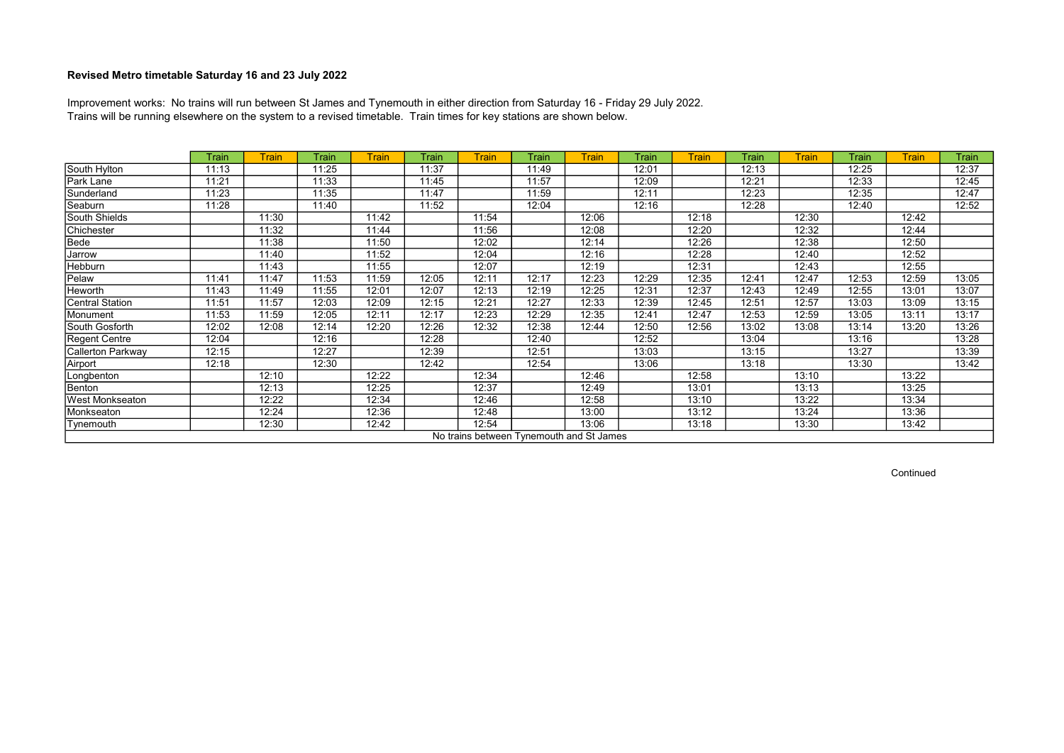#### Revised Metro timetable Saturday 16 and 23 July 2022

Improvement works: No trains will run between St James and Tynemouth in either direction from Saturday 16 - Friday 29 July 2022.
Trains will be running elsewhere on the system to a revised timetable. Train times for key stations are shown below.

| | Train | Train | Train | Train | Train | Train | Train | Train | Train | Train | Train | Train | Train | Train | Train |
|---|---|---|---|---|---|---|---|---|---|---|---|---|---|---|---|
| South Hylton | 11:13 | | 11:25 | | 11:37 | | 11:49 | | 12:01 | | 12:13 | | 12:25 | | 12:37 |
| Park Lane | 11:21 | | 11:33 | | 11:45 | | 11:57 | | 12:09 | | 12:21 | | 12:33 | | 12:45 |
| Sunderland | 11:23 | | 11:35 | | 11:47 | | 11:59 | | 12:11 | | 12:23 | | 12:35 | | 12:47 |
| Seaburn | 11:28 | | 11:40 | | 11:52 | | 12:04 | | 12:16 | | 12:28 | | 12:40 | | 12:52 |
| South Shields | | 11:30 | | 11:42 | | 11:54 | | 12:06 | | 12:18 | | 12:30 | | 12:42 | |
| Chichester | | 11:32 | | 11:44 | | 11:56 | | 12:08 | | 12:20 | | 12:32 | | 12:44 | |
| Bede | | 11:38 | | 11:50 | | 12:02 | | 12:14 | | 12:26 | | 12:38 | | 12:50 | |
| Jarrow | | 11:40 | | 11:52 | | 12:04 | | 12:16 | | 12:28 | | 12:40 | | 12:52 | |
| Hebburn | | 11:43 | | 11:55 | | 12:07 | | 12:19 | | 12:31 | | 12:43 | | 12:55 | |
| Pelaw | 11:41 | 11:47 | 11:53 | 11:59 | 12:05 | 12:11 | 12:17 | 12:23 | 12:29 | 12:35 | 12:41 | 12:47 | 12:53 | 12:59 | 13:05 |
| Heworth | 11:43 | 11:49 | 11:55 | 12:01 | 12:07 | 12:13 | 12:19 | 12:25 | 12:31 | 12:37 | 12:43 | 12:49 | 12:55 | 13:01 | 13:07 |
| Central Station | 11:51 | 11:57 | 12:03 | 12:09 | 12:15 | 12:21 | 12:27 | 12:33 | 12:39 | 12:45 | 12:51 | 12:57 | 13:03 | 13:09 | 13:15 |
| Monument | 11:53 | 11:59 | 12:05 | 12:11 | 12:17 | 12:23 | 12:29 | 12:35 | 12:41 | 12:47 | 12:53 | 12:59 | 13:05 | 13:11 | 13:17 |
| South Gosforth | 12:02 | 12:08 | 12:14 | 12:20 | 12:26 | 12:32 | 12:38 | 12:44 | 12:50 | 12:56 | 13:02 | 13:08 | 13:14 | 13:20 | 13:26 |
| Regent Centre | 12:04 | | 12:16 | | 12:28 | | 12:40 | | 12:52 | | 13:04 | | 13:16 | | 13:28 |
| Callerton Parkway | 12:15 | | 12:27 | | 12:39 | | 12:51 | | 13:03 | | 13:15 | | 13:27 | | 13:39 |
| Airport | 12:18 | | 12:30 | | 12:42 | | 12:54 | | 13:06 | | 13:18 | | 13:30 | | 13:42 |
| Longbenton | | 12:10 | | 12:22 | | 12:34 | | 12:46 | | 12:58 | | 13:10 | | 13:22 | |
| Benton | | 12:13 | | 12:25 | | 12:37 | | 12:49 | | 13:01 | | 13:13 | | 13:25 | |
| West Monkseaton | | 12:22 | | 12:34 | | 12:46 | | 12:58 | | 13:10 | | 13:22 | | 13:34 | |
| Monkseaton | | 12:24 | | 12:36 | | 12:48 | | 13:00 | | 13:12 | | 13:24 | | 13:36 | |
| Tynemouth | | 12:30 | | 12:42 | | 12:54 | | 13:06 | | 13:18 | | 13:30 | | 13:42 | |
| No trains between Tynemouth and St James | | | | | | | | | | | | | | | |

Continued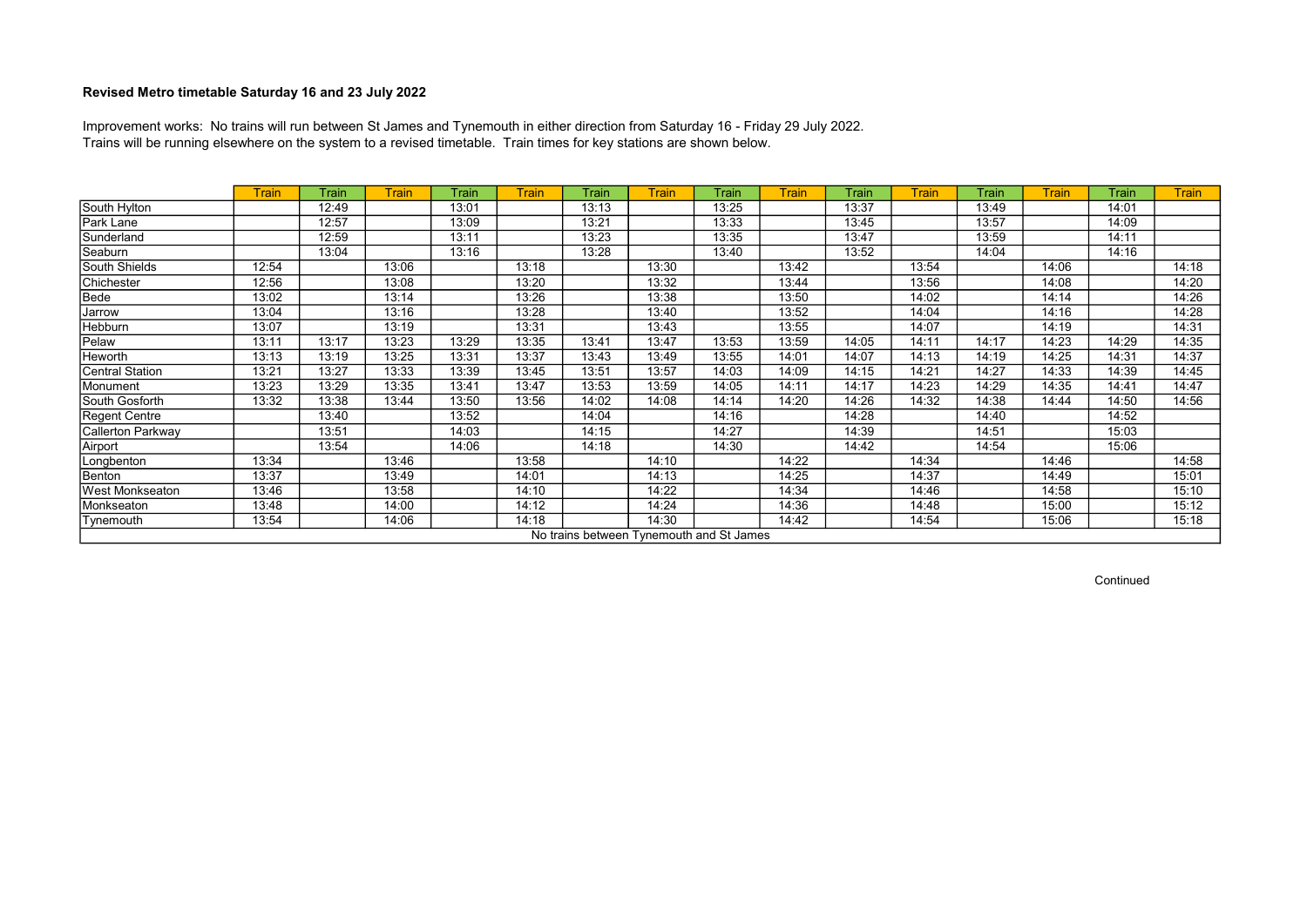### Revised Metro timetable Saturday 16 and 23 July 2022

Improvement works: No trains will run between St James and Tynemouth in either direction from Saturday 16 - Friday 29 July 2022.
Trains will be running elsewhere on the system to a revised timetable. Train times for key stations are shown below.

| | Train | Train | Train | Train | Train | Train | Train | Train | Train | Train | Train | Train | Train | Train | Train |
|---|---|---|---|---|---|---|---|---|---|---|---|---|---|---|---|
| South Hylton | | 12:49 | | 13:01 | | 13:13 | | 13:25 | | 13:37 | | 13:49 | | 14:01 | |
| Park Lane | | 12:57 | | 13:09 | | 13:21 | | 13:33 | | 13:45 | | 13:57 | | 14:09 | |
| Sunderland | | 12:59 | | 13:11 | | 13:23 | | 13:35 | | 13:47 | | 13:59 | | 14:11 | |
| Seaburn | | 13:04 | | 13:16 | | 13:28 | | 13:40 | | 13:52 | | 14:04 | | 14:16 | |
| South Shields | 12:54 | | 13:06 | | 13:18 | | 13:30 | | 13:42 | | 13:54 | | 14:06 | | 14:18 |
| Chichester | 12:56 | | 13:08 | | 13:20 | | 13:32 | | 13:44 | | 13:56 | | 14:08 | | 14:20 |
| Bede | 13:02 | | 13:14 | | 13:26 | | 13:38 | | 13:50 | | 14:02 | | 14:14 | | 14:26 |
| Jarrow | 13:04 | | 13:16 | | 13:28 | | 13:40 | | 13:52 | | 14:04 | | 14:16 | | 14:28 |
| Hebburn | 13:07 | | 13:19 | | 13:31 | | 13:43 | | 13:55 | | 14:07 | | 14:19 | | 14:31 |
| Pelaw | 13:11 | 13:17 | 13:23 | 13:29 | 13:35 | 13:41 | 13:47 | 13:53 | 13:59 | 14:05 | 14:11 | 14:17 | 14:23 | 14:29 | 14:35 |
| Heworth | 13:13 | 13:19 | 13:25 | 13:31 | 13:37 | 13:43 | 13:49 | 13:55 | 14:01 | 14:07 | 14:13 | 14:19 | 14:25 | 14:31 | 14:37 |
| Central Station | 13:21 | 13:27 | 13:33 | 13:39 | 13:45 | 13:51 | 13:57 | 14:03 | 14:09 | 14:15 | 14:21 | 14:27 | 14:33 | 14:39 | 14:45 |
| Monument | 13:23 | 13:29 | 13:35 | 13:41 | 13:47 | 13:53 | 13:59 | 14:05 | 14:11 | 14:17 | 14:23 | 14:29 | 14:35 | 14:41 | 14:47 |
| South Gosforth | 13:32 | 13:38 | 13:44 | 13:50 | 13:56 | 14:02 | 14:08 | 14:14 | 14:20 | 14:26 | 14:32 | 14:38 | 14:44 | 14:50 | 14:56 |
| Regent Centre | | 13:40 | | 13:52 | | 14:04 | | 14:16 | | 14:28 | | 14:40 | | 14:52 | |
| Callerton Parkway | | 13:51 | | 14:03 | | 14:15 | | 14:27 | | 14:39 | | 14:51 | | 15:03 | |
| Airport | | 13:54 | | 14:06 | | 14:18 | | 14:30 | | 14:42 | | 14:54 | | 15:06 | |
| Longbenton | 13:34 | | 13:46 | | 13:58 | | 14:10 | | 14:22 | | 14:34 | | 14:46 | | 14:58 |
| Benton | 13:37 | | 13:49 | | 14:01 | | 14:13 | | 14:25 | | 14:37 | | 14:49 | | 15:01 |
| West Monkseaton | 13:46 | | 13:58 | | 14:10 | | 14:22 | | 14:34 | | 14:46 | | 14:58 | | 15:10 |
| Monkseaton | 13:48 | | 14:00 | | 14:12 | | 14:24 | | 14:36 | | 14:48 | | 15:00 | | 15:12 |
| Tynemouth | 13:54 | | 14:06 | | 14:18 | | 14:30 | | 14:42 | | 14:54 | | 15:06 | | 15:18 |

No trains between Tynemouth and St James

Continued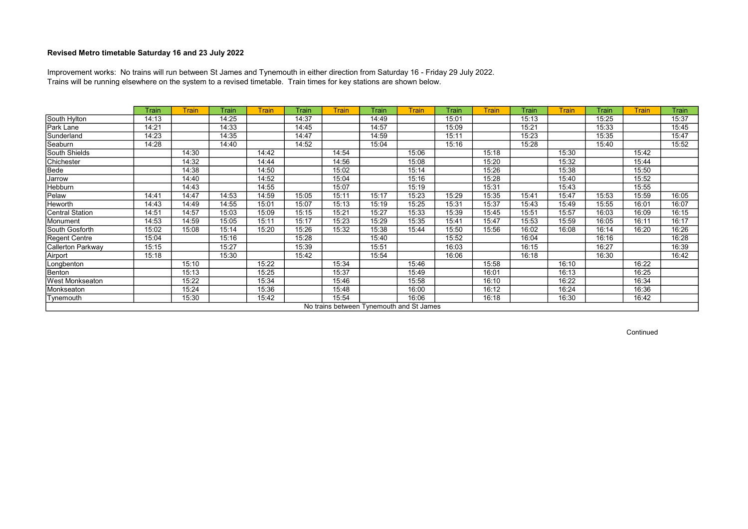**Revised Metro timetable Saturday 16 and 23 July 2022**

Improvement works: No trains will run between St James and Tynemouth in either direction from Saturday 16 - Friday 29 July 2022.
Trains will be running elsewhere on the system to a revised timetable. Train times for key stations are shown below.

| | Train | Train | Train | Train | Train | Train | Train | Train | Train | Train | Train | Train | Train | Train | Train |
|---|---|---|---|---|---|---|---|---|---|---|---|---|---|---|---|
| South Hylton | 14:13 | | 14:25 | | 14:37 | | 14:49 | | 15:01 | | 15:13 | | 15:25 | | 15:37 |
| Park Lane | 14:21 | | 14:33 | | 14:45 | | 14:57 | | 15:09 | | 15:21 | | 15:33 | | 15:45 |
| Sunderland | 14:23 | | 14:35 | | 14:47 | | 14:59 | | 15:11 | | 15:23 | | 15:35 | | 15:47 |
| Seaburn | 14:28 | | 14:40 | | 14:52 | | 15:04 | | 15:16 | | 15:28 | | 15:40 | | 15:52 |
| South Shields | | 14:30 | | 14:42 | | 14:54 | | 15:06 | | 15:18 | | 15:30 | | 15:42 | |
| Chichester | | 14:32 | | 14:44 | | 14:56 | | 15:08 | | 15:20 | | 15:32 | | 15:44 | |
| Bede | | 14:38 | | 14:50 | | 15:02 | | 15:14 | | 15:26 | | 15:38 | | 15:50 | |
| Jarrow | | 14:40 | | 14:52 | | 15:04 | | 15:16 | | 15:28 | | 15:40 | | 15:52 | |
| Hebburn | | 14:43 | | 14:55 | | 15:07 | | 15:19 | | 15:31 | | 15:43 | | 15:55 | |
| Pelaw | 14:41 | 14:47 | 14:53 | 14:59 | 15:05 | 15:11 | 15:17 | 15:23 | 15:29 | 15:35 | 15:41 | 15:47 | 15:53 | 15:59 | 16:05 |
| Heworth | 14:43 | 14:49 | 14:55 | 15:01 | 15:07 | 15:13 | 15:19 | 15:25 | 15:31 | 15:37 | 15:43 | 15:49 | 15:55 | 16:01 | 16:07 |
| Central Station | 14:51 | 14:57 | 15:03 | 15:09 | 15:15 | 15:21 | 15:27 | 15:33 | 15:39 | 15:45 | 15:51 | 15:57 | 16:03 | 16:09 | 16:15 |
| Monument | 14:53 | 14:59 | 15:05 | 15:11 | 15:17 | 15:23 | 15:29 | 15:35 | 15:41 | 15:47 | 15:53 | 15:59 | 16:05 | 16:11 | 16:17 |
| South Gosforth | 15:02 | 15:08 | 15:14 | 15:20 | 15:26 | 15:32 | 15:38 | 15:44 | 15:50 | 15:56 | 16:02 | 16:08 | 16:14 | 16:20 | 16:26 |
| Regent Centre | 15:04 | | 15:16 | | 15:28 | | 15:40 | | 15:52 | | 16:04 | | 16:16 | | 16:28 |
| Callerton Parkway | 15:15 | | 15:27 | | 15:39 | | 15:51 | | 16:03 | | 16:15 | | 16:27 | | 16:39 |
| Airport | 15:18 | | 15:30 | | 15:42 | | 15:54 | | 16:06 | | 16:18 | | 16:30 | | 16:42 |
| Longbenton | | 15:10 | | 15:22 | | 15:34 | | 15:46 | | 15:58 | | 16:10 | | 16:22 | |
| Benton | | 15:13 | | 15:25 | | 15:37 | | 15:49 | | 16:01 | | 16:13 | | 16:25 | |
| West Monkseaton | | 15:22 | | 15:34 | | 15:46 | | 15:58 | | 16:10 | | 16:22 | | 16:34 | |
| Monkseaton | | 15:24 | | 15:36 | | 15:48 | | 16:00 | | 16:12 | | 16:24 | | 16:36 | |
| Tynemouth | | 15:30 | | 15:42 | | 15:54 | | 16:06 | | 16:18 | | 16:30 | | 16:42 | |
| No trains between Tynemouth and St James | | | | | | | | | | | | | | | |

Continued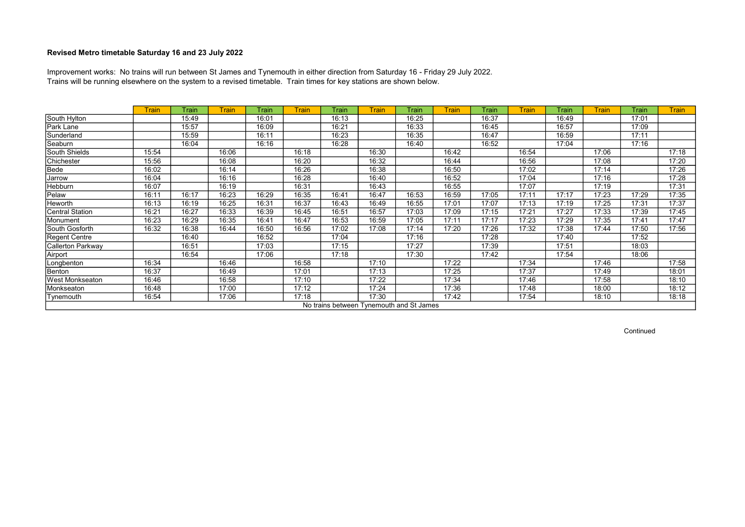**Revised Metro timetable Saturday 16 and 23 July 2022**

Improvement works: No trains will run between St James and Tynemouth in either direction from Saturday 16 - Friday 29 July 2022.
Trains will be running elsewhere on the system to a revised timetable. Train times for key stations are shown below.

| | Train | Train | Train | Train | Train | Train | Train | Train | Train | Train | Train | Train | Train | Train | Train |
|---|---|---|---|---|---|---|---|---|---|---|---|---|---|---|---|
| South Hylton | | 15:49 | | 16:01 | | 16:13 | | 16:25 | | 16:37 | | 16:49 | | 17:01 | |
| Park Lane | | 15:57 | | 16:09 | | 16:21 | | 16:33 | | 16:45 | | 16:57 | | 17:09 | |
| Sunderland | | 15:59 | | 16:11 | | 16:23 | | 16:35 | | 16:47 | | 16:59 | | 17:11 | |
| Seaburn | | 16:04 | | 16:16 | | 16:28 | | 16:40 | | 16:52 | | 17:04 | | 17:16 | |
| South Shields | 15:54 | | 16:06 | | 16:18 | | 16:30 | | 16:42 | | 16:54 | | 17:06 | | 17:18 |
| Chichester | 15:56 | | 16:08 | | 16:20 | | 16:32 | | 16:44 | | 16:56 | | 17:08 | | 17:20 |
| Bede | 16:02 | | 16:14 | | 16:26 | | 16:38 | | 16:50 | | 17:02 | | 17:14 | | 17:26 |
| Jarrow | 16:04 | | 16:16 | | 16:28 | | 16:40 | | 16:52 | | 17:04 | | 17:16 | | 17:28 |
| Hebburn | 16:07 | | 16:19 | | 16:31 | | 16:43 | | 16:55 | | 17:07 | | 17:19 | | 17:31 |
| Pelaw | 16:11 | 16:17 | 16:23 | 16:29 | 16:35 | 16:41 | 16:47 | 16:53 | 16:59 | 17:05 | 17:11 | 17:17 | 17:23 | 17:29 | 17:35 |
| Heworth | 16:13 | 16:19 | 16:25 | 16:31 | 16:37 | 16:43 | 16:49 | 16:55 | 17:01 | 17:07 | 17:13 | 17:19 | 17:25 | 17:31 | 17:37 |
| Central Station | 16:21 | 16:27 | 16:33 | 16:39 | 16:45 | 16:51 | 16:57 | 17:03 | 17:09 | 17:15 | 17:21 | 17:27 | 17:33 | 17:39 | 17:45 |
| Monument | 16:23 | 16:29 | 16:35 | 16:41 | 16:47 | 16:53 | 16:59 | 17:05 | 17:11 | 17:17 | 17:23 | 17:29 | 17:35 | 17:41 | 17:47 |
| South Gosforth | 16:32 | 16:38 | 16:44 | 16:50 | 16:56 | 17:02 | 17:08 | 17:14 | 17:20 | 17:26 | 17:32 | 17:38 | 17:44 | 17:50 | 17:56 |
| Regent Centre | | 16:40 | | 16:52 | | 17:04 | | 17:16 | | 17:28 | | 17:40 | | 17:52 | |
| Callerton Parkway | | 16:51 | | 17:03 | | 17:15 | | 17:27 | | 17:39 | | 17:51 | | 18:03 | |
| Airport | | 16:54 | | 17:06 | | 17:18 | | 17:30 | | 17:42 | | 17:54 | | 18:06 | |
| Longbenton | 16:34 | | 16:46 | | 16:58 | | 17:10 | | 17:22 | | 17:34 | | 17:46 | | 17:58 |
| Benton | 16:37 | | 16:49 | | 17:01 | | 17:13 | | 17:25 | | 17:37 | | 17:49 | | 18:01 |
| West Monkseaton | 16:46 | | 16:58 | | 17:10 | | 17:22 | | 17:34 | | 17:46 | | 17:58 | | 18:10 |
| Monkseaton | 16:48 | | 17:00 | | 17:12 | | 17:24 | | 17:36 | | 17:48 | | 18:00 | | 18:12 |
| Tynemouth | 16:54 | | 17:06 | | 17:18 | | 17:30 | | 17:42 | | 17:54 | | 18:10 | | 18:18 |
| No trains between Tynemouth and St James | | | | | | | | | | | | | | | |

Continued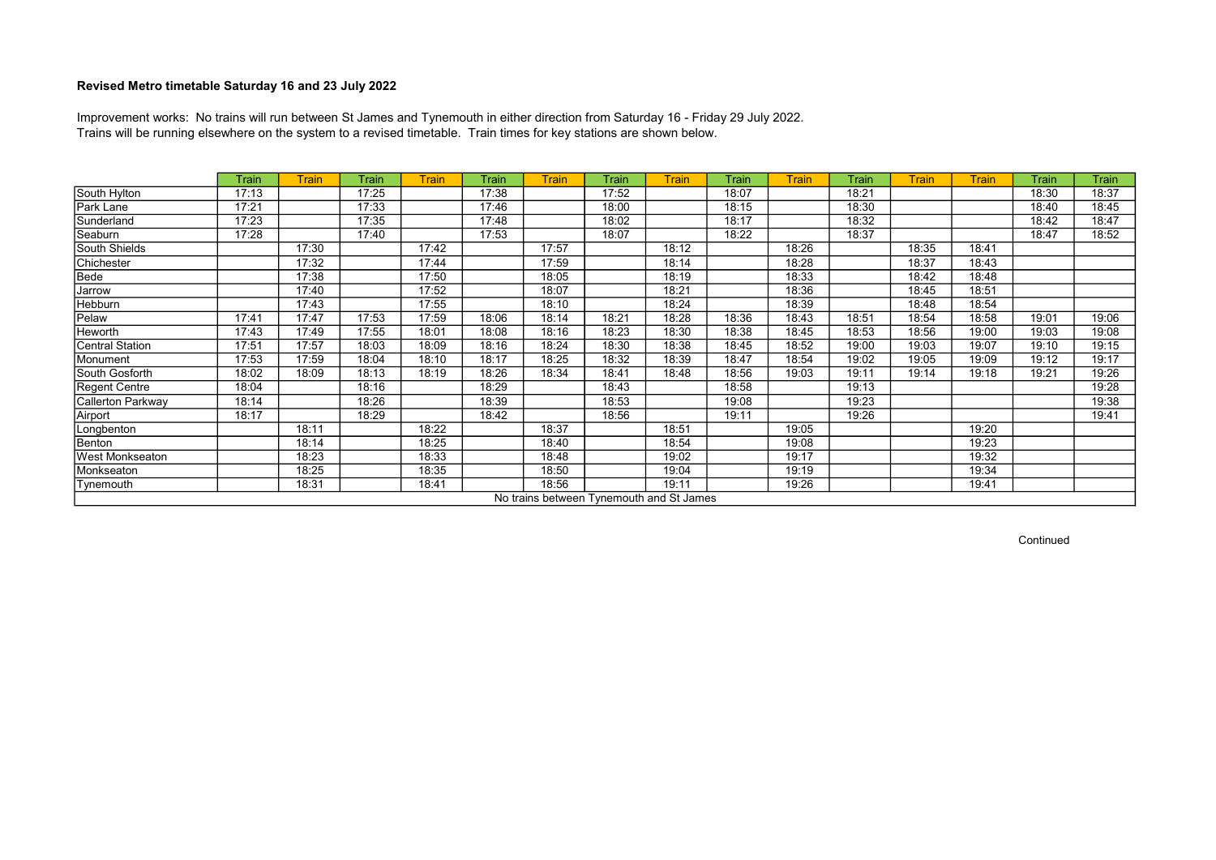**Revised Metro timetable Saturday 16 and 23 July 2022**

Improvement works: No trains will run between St James and Tynemouth in either direction from Saturday 16 - Friday 29 July 2022.
Trains will be running elsewhere on the system to a revised timetable. Train times for key stations are shown below.

| | Train | Train | Train | Train | Train | Train | Train | Train | Train | Train | Train | Train | Train | Train | Train |
|---|---|---|---|---|---|---|---|---|---|---|---|---|---|---|---|
| South Hylton | 17:13 | | 17:25 | | 17:38 | | 17:52 | | 18:07 | | 18:21 | | | 18:30 | 18:37 |
| Park Lane | 17:21 | | 17:33 | | 17:46 | | 18:00 | | 18:15 | | 18:30 | | | 18:40 | 18:45 |
| Sunderland | 17:23 | | 17:35 | | 17:48 | | 18:02 | | 18:17 | | 18:32 | | | 18:42 | 18:47 |
| Seaburn | 17:28 | | 17:40 | | 17:53 | | 18:07 | | 18:22 | | 18:37 | | | 18:47 | 18:52 |
| South Shields | | 17:30 | | 17:42 | | 17:57 | | 18:12 | | 18:26 | | 18:35 | 18:41 | | |
| Chichester | | 17:32 | | 17:44 | | 17:59 | | 18:14 | | 18:28 | | 18:37 | 18:43 | | |
| Bede | | 17:38 | | 17:50 | | 18:05 | | 18:19 | | 18:33 | | 18:42 | 18:48 | | |
| Jarrow | | 17:40 | | 17:52 | | 18:07 | | 18:21 | | 18:36 | | 18:45 | 18:51 | | |
| Hebburn | | 17:43 | | 17:55 | | 18:10 | | 18:24 | | 18:39 | | 18:48 | 18:54 | | |
| Pelaw | 17:41 | 17:47 | 17:53 | 17:59 | 18:06 | 18:14 | 18:21 | 18:28 | 18:36 | 18:43 | 18:51 | 18:54 | 18:58 | 19:01 | 19:06 |
| Heworth | 17:43 | 17:49 | 17:55 | 18:01 | 18:08 | 18:16 | 18:23 | 18:30 | 18:38 | 18:45 | 18:53 | 18:56 | 19:00 | 19:03 | 19:08 |
| Central Station | 17:51 | 17:57 | 18:03 | 18:09 | 18:16 | 18:24 | 18:30 | 18:38 | 18:45 | 18:52 | 19:00 | 19:03 | 19:07 | 19:10 | 19:15 |
| Monument | 17:53 | 17:59 | 18:04 | 18:10 | 18:17 | 18:25 | 18:32 | 18:39 | 18:47 | 18:54 | 19:02 | 19:05 | 19:09 | 19:12 | 19:17 |
| South Gosforth | 18:02 | 18:09 | 18:13 | 18:19 | 18:26 | 18:34 | 18:41 | 18:48 | 18:56 | 19:03 | 19:11 | 19:14 | 19:18 | 19:21 | 19:26 |
| Regent Centre | 18:04 | | 18:16 | | 18:29 | | 18:43 | | 18:58 | | 19:13 | | | | 19:28 |
| Callerton Parkway | 18:14 | | 18:26 | | 18:39 | | 18:53 | | 19:08 | | 19:23 | | | | 19:38 |
| Airport | 18:17 | | 18:29 | | 18:42 | | 18:56 | | 19:11 | | 19:26 | | | | 19:41 |
| Longbenton | | 18:11 | | 18:22 | | 18:37 | | 18:51 | | 19:05 | | | 19:20 | | |
| Benton | | 18:14 | | 18:25 | | 18:40 | | 18:54 | | 19:08 | | | 19:23 | | |
| West Monkseaton | | 18:23 | | 18:33 | | 18:48 | | 19:02 | | 19:17 | | | 19:32 | | |
| Monkseaton | | 18:25 | | 18:35 | | 18:50 | | 19:04 | | 19:19 | | | 19:34 | | |
| Tynemouth | | 18:31 | | 18:41 | | 18:56 | | 19:11 | | 19:26 | | | 19:41 | | |
| No trains between Tynemouth and St James | | | | | | | | | | | | | | | |

Continued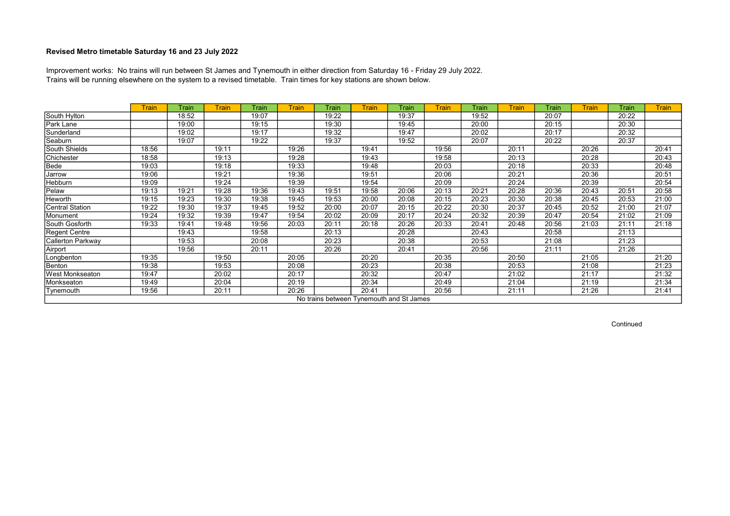# Revised Metro timetable Saturday 16 and 23 July 2022

Improvement works: No trains will run between St James and Tynemouth in either direction from Saturday 16 - Friday 29 July 2022.
Trains will be running elsewhere on the system to a revised timetable. Train times for key stations are shown below.

| | Train | Train | Train | Train | Train | Train | Train | Train | Train | Train | Train | Train | Train | Train | Train |
|---|---|---|---|---|---|---|---|---|---|---|---|---|---|---|---|
| South Hylton | | 18:52 | | 19:07 | | 19:22 | | 19:37 | | 19:52 | | 20:07 | | 20:22 | |
| Park Lane | | 19:00 | | 19:15 | | 19:30 | | 19:45 | | 20:00 | | 20:15 | | 20:30 | |
| Sunderland | | 19:02 | | 19:17 | | 19:32 | | 19:47 | | 20:02 | | 20:17 | | 20:32 | |
| Seaburn | | 19:07 | | 19:22 | | 19:37 | | 19:52 | | 20:07 | | 20:22 | | 20:37 | |
| South Shields | 18:56 | | 19:11 | | 19:26 | | 19:41 | | 19:56 | | 20:11 | | 20:26 | | 20:41 |
| Chichester | 18:58 | | 19:13 | | 19:28 | | 19:43 | | 19:58 | | 20:13 | | 20:28 | | 20:43 |
| Bede | 19:03 | | 19:18 | | 19:33 | | 19:48 | | 20:03 | | 20:18 | | 20:33 | | 20:48 |
| Jarrow | 19:06 | | 19:21 | | 19:36 | | 19:51 | | 20:06 | | 20:21 | | 20:36 | | 20:51 |
| Hebburn | 19:09 | | 19:24 | | 19:39 | | 19:54 | | 20:09 | | 20:24 | | 20:39 | | 20:54 |
| Pelaw | 19:13 | 19:21 | 19:28 | 19:36 | 19:43 | 19:51 | 19:58 | 20:06 | 20:13 | 20:21 | 20:28 | 20:36 | 20:43 | 20:51 | 20:58 |
| Heworth | 19:15 | 19:23 | 19:30 | 19:38 | 19:45 | 19:53 | 20:00 | 20:08 | 20:15 | 20:23 | 20:30 | 20:38 | 20:45 | 20:53 | 21:00 |
| Central Station | 19:22 | 19:30 | 19:37 | 19:45 | 19:52 | 20:00 | 20:07 | 20:15 | 20:22 | 20:30 | 20:37 | 20:45 | 20:52 | 21:00 | 21:07 |
| Monument | 19:24 | 19:32 | 19:39 | 19:47 | 19:54 | 20:02 | 20:09 | 20:17 | 20:24 | 20:32 | 20:39 | 20:47 | 20:54 | 21:02 | 21:09 |
| South Gosforth | 19:33 | 19:41 | 19:48 | 19:56 | 20:03 | 20:11 | 20:18 | 20:26 | 20:33 | 20:41 | 20:48 | 20:56 | 21:03 | 21:11 | 21:18 |
| Regent Centre | | 19:43 | | 19:58 | | 20:13 | | 20:28 | | 20:43 | | 20:58 | | 21:13 | |
| Callerton Parkway | | 19:53 | | 20:08 | | 20:23 | | 20:38 | | 20:53 | | 21:08 | | 21:23 | |
| Airport | | 19:56 | | 20:11 | | 20:26 | | 20:41 | | 20:56 | | 21:11 | | 21:26 | |
| Longbenton | 19:35 | | 19:50 | | 20:05 | | 20:20 | | 20:35 | | 20:50 | | 21:05 | | 21:20 |
| Benton | 19:38 | | 19:53 | | 20:08 | | 20:23 | | 20:38 | | 20:53 | | 21:08 | | 21:23 |
| West Monkseaton | 19:47 | | 20:02 | | 20:17 | | 20:32 | | 20:47 | | 21:02 | | 21:17 | | 21:32 |
| Monkseaton | 19:49 | | 20:04 | | 20:19 | | 20:34 | | 20:49 | | 21:04 | | 21:19 | | 21:34 |
| Tynemouth | 19:56 | | 20:11 | | 20:26 | | 20:41 | | 20:56 | | 21:11 | | 21:26 | | 21:41 |
| No trains between Tynemouth and St James | | | | | | | | | | | | | | | |

Continued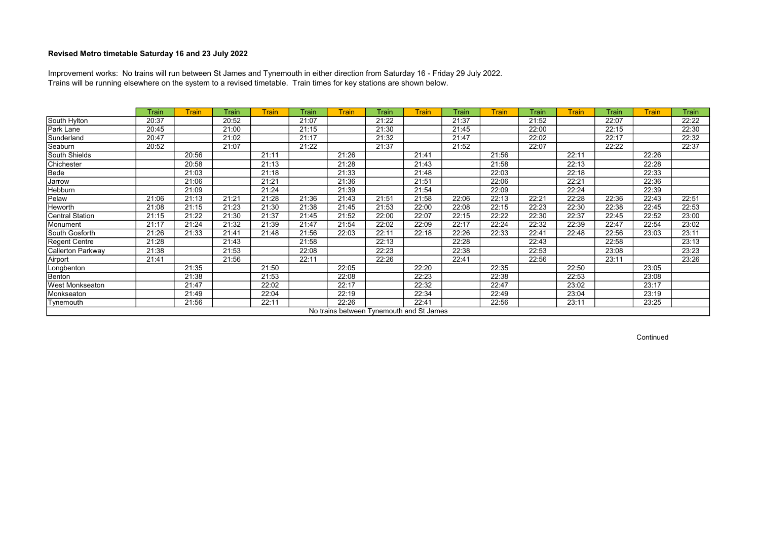## Revised Metro timetable Saturday 16 and 23 July 2022

Improvement works: No trains will run between St James and Tynemouth in either direction from Saturday 16 - Friday 29 July 2022.
Trains will be running elsewhere on the system to a revised timetable. Train times for key stations are shown below.

| | Train | Train | Train | Train | Train | Train | Train | Train | Train | Train | Train | Train | Train | Train | Train |
|---|---|---|---|---|---|---|---|---|---|---|---|---|---|---|---|
| South Hylton | 20:37 | | 20:52 | | 21:07 | | 21:22 | | 21:37 | | 21:52 | | 22:07 | | 22:22 |
| Park Lane | 20:45 | | 21:00 | | 21:15 | | 21:30 | | 21:45 | | 22:00 | | 22:15 | | 22:30 |
| Sunderland | 20:47 | | 21:02 | | 21:17 | | 21:32 | | 21:47 | | 22:02 | | 22:17 | | 22:32 |
| Seaburn | 20:52 | | 21:07 | | 21:22 | | 21:37 | | 21:52 | | 22:07 | | 22:22 | | 22:37 |
| South Shields | | 20:56 | | 21:11 | | 21:26 | | 21:41 | | 21:56 | | 22:11 | | 22:26 | |
| Chichester | | 20:58 | | 21:13 | | 21:28 | | 21:43 | | 21:58 | | 22:13 | | 22:28 | |
| Bede | | 21:03 | | 21:18 | | 21:33 | | 21:48 | | 22:03 | | 22:18 | | 22:33 | |
| Jarrow | | 21:06 | | 21:21 | | 21:36 | | 21:51 | | 22:06 | | 22:21 | | 22:36 | |
| Hebburn | | 21:09 | | 21:24 | | 21:39 | | 21:54 | | 22:09 | | 22:24 | | 22:39 | |
| Pelaw | 21:06 | 21:13 | 21:21 | 21:28 | 21:36 | 21:43 | 21:51 | 21:58 | 22:06 | 22:13 | 22:21 | 22:28 | 22:36 | 22:43 | 22:51 |
| Heworth | 21:08 | 21:15 | 21:23 | 21:30 | 21:38 | 21:45 | 21:53 | 22:00 | 22:08 | 22:15 | 22:23 | 22:30 | 22:38 | 22:45 | 22:53 |
| Central Station | 21:15 | 21:22 | 21:30 | 21:37 | 21:45 | 21:52 | 22:00 | 22:07 | 22:15 | 22:22 | 22:30 | 22:37 | 22:45 | 22:52 | 23:00 |
| Monument | 21:17 | 21:24 | 21:32 | 21:39 | 21:47 | 21:54 | 22:02 | 22:09 | 22:17 | 22:24 | 22:32 | 22:39 | 22:47 | 22:54 | 23:02 |
| South Gosforth | 21:26 | 21:33 | 21:41 | 21:48 | 21:56 | 22:03 | 22:11 | 22:18 | 22:26 | 22:33 | 22:41 | 22:48 | 22:56 | 23:03 | 23:11 |
| Regent Centre | 21:28 | | 21:43 | | 21:58 | | 22:13 | | 22:28 | | 22:43 | | 22:58 | | 23:13 |
| Callerton Parkway | 21:38 | | 21:53 | | 22:08 | | 22:23 | | 22:38 | | 22:53 | | 23:08 | | 23:23 |
| Airport | 21:41 | | 21:56 | | 22:11 | | 22:26 | | 22:41 | | 22:56 | | 23:11 | | 23:26 |
| Longbenton | | 21:35 | | 21:50 | | 22:05 | | 22:20 | | 22:35 | | 22:50 | | 23:05 | |
| Benton | | 21:38 | | 21:53 | | 22:08 | | 22:23 | | 22:38 | | 22:53 | | 23:08 | |
| West Monkseaton | | 21:47 | | 22:02 | | 22:17 | | 22:32 | | 22:47 | | 23:02 | | 23:17 | |
| Monkseaton | | 21:49 | | 22:04 | | 22:19 | | 22:34 | | 22:49 | | 23:04 | | 23:19 | |
| Tynemouth | | 21:56 | | 22:11 | | 22:26 | | 22:41 | | 22:56 | | 23:11 | | 23:25 | |

No trains between Tynemouth and St James

Continued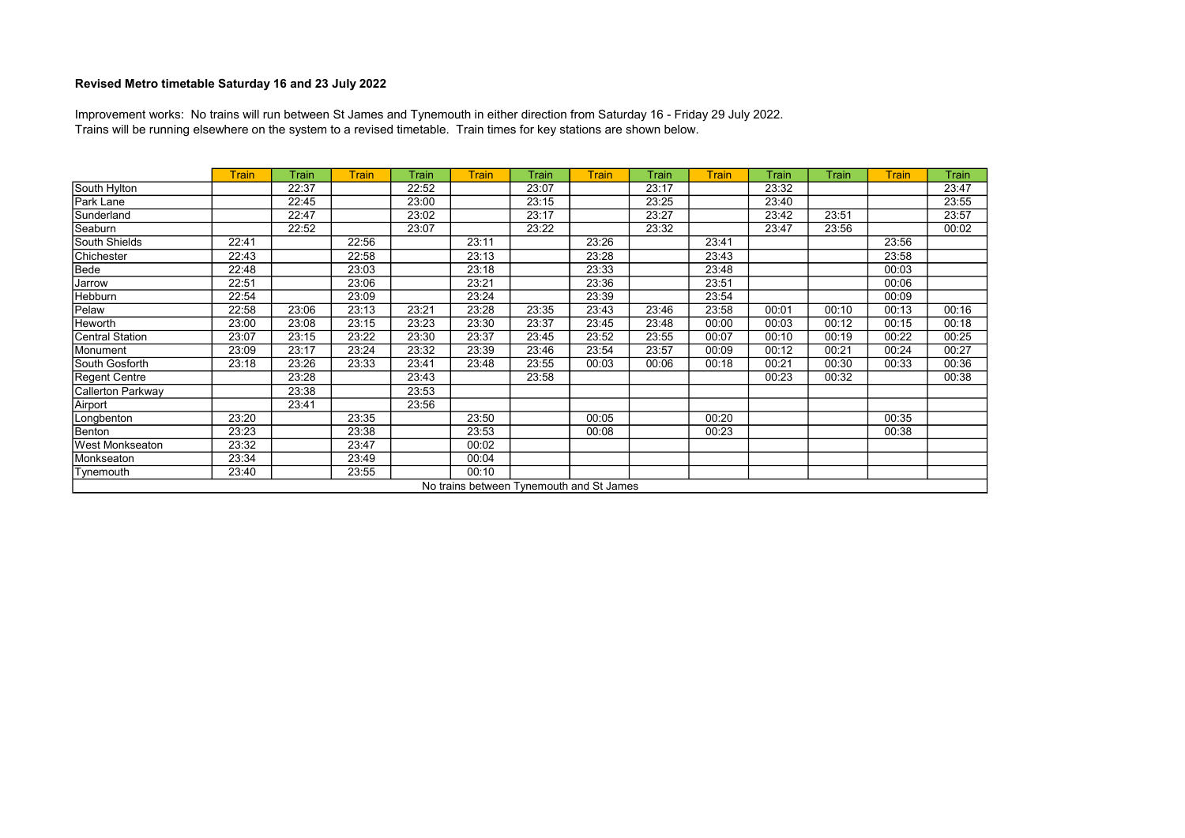## Revised Metro timetable Saturday 16 and 23 July 2022

Improvement works: No trains will run between St James and Tynemouth in either direction from Saturday 16 - Friday 29 July 2022.
Trains will be running elsewhere on the system to a revised timetable. Train times for key stations are shown below.

| | Train | Train | Train | Train | Train | Train | Train | Train | Train | Train | Train | Train | Train |
|---|---|---|---|---|---|---|---|---|---|---|---|---|---|
| South Hylton | | 22:37 | | 22:52 | | 23:07 | | 23:17 | | 23:32 | | | 23:47 |
| Park Lane | | 22:45 | | 23:00 | | 23:15 | | 23:25 | | 23:40 | | | 23:55 |
| Sunderland | | 22:47 | | 23:02 | | 23:17 | | 23:27 | | 23:42 | 23:51 | | 23:57 |
| Seaburn | | 22:52 | | 23:07 | | 23:22 | | 23:32 | | 23:47 | 23:56 | | 00:02 |
| South Shields | 22:41 | | 22:56 | | 23:11 | | 23:26 | | 23:41 | | | 23:56 | |
| Chichester | 22:43 | | 22:58 | | 23:13 | | 23:28 | | 23:43 | | | 23:58 | |
| Bede | 22:48 | | 23:03 | | 23:18 | | 23:33 | | 23:48 | | | 00:03 | |
| Jarrow | 22:51 | | 23:06 | | 23:21 | | 23:36 | | 23:51 | | | 00:06 | |
| Hebburn | 22:54 | | 23:09 | | 23:24 | | 23:39 | | 23:54 | | | 00:09 | |
| Pelaw | 22:58 | 23:06 | 23:13 | 23:21 | 23:28 | 23:35 | 23:43 | 23:46 | 23:58 | 00:01 | 00:10 | 00:13 | 00:16 |
| Heworth | 23:00 | 23:08 | 23:15 | 23:23 | 23:30 | 23:37 | 23:45 | 23:48 | 00:00 | 00:03 | 00:12 | 00:15 | 00:18 |
| Central Station | 23:07 | 23:15 | 23:22 | 23:30 | 23:37 | 23:45 | 23:52 | 23:55 | 00:07 | 00:10 | 00:19 | 00:22 | 00:25 |
| Monument | 23:09 | 23:17 | 23:24 | 23:32 | 23:39 | 23:46 | 23:54 | 23:57 | 00:09 | 00:12 | 00:21 | 00:24 | 00:27 |
| South Gosforth | 23:18 | 23:26 | 23:33 | 23:41 | 23:48 | 23:55 | 00:03 | 00:06 | 00:18 | 00:21 | 00:30 | 00:33 | 00:36 |
| Regent Centre | | 23:28 | | 23:43 | | 23:58 | | | | 00:23 | 00:32 | | 00:38 |
| Callerton Parkway | | 23:38 | | 23:53 | | | | | | | | | |
| Airport | | 23:41 | | 23:56 | | | | | | | | | |
| Longbenton | 23:20 | | 23:35 | | 23:50 | | 00:05 | | 00:20 | | | 00:35 | |
| Benton | 23:23 | | 23:38 | | 23:53 | | 00:08 | | 00:23 | | | 00:38 | |
| West Monkseaton | 23:32 | | 23:47 | | 00:02 | | | | | | | | |
| Monkseaton | 23:34 | | 23:49 | | 00:04 | | | | | | | | |
| Tynemouth | 23:40 | | 23:55 | | 00:10 | | | | | | | | |
| No trains between Tynemouth and St James | | | | | | | | | | | | | |